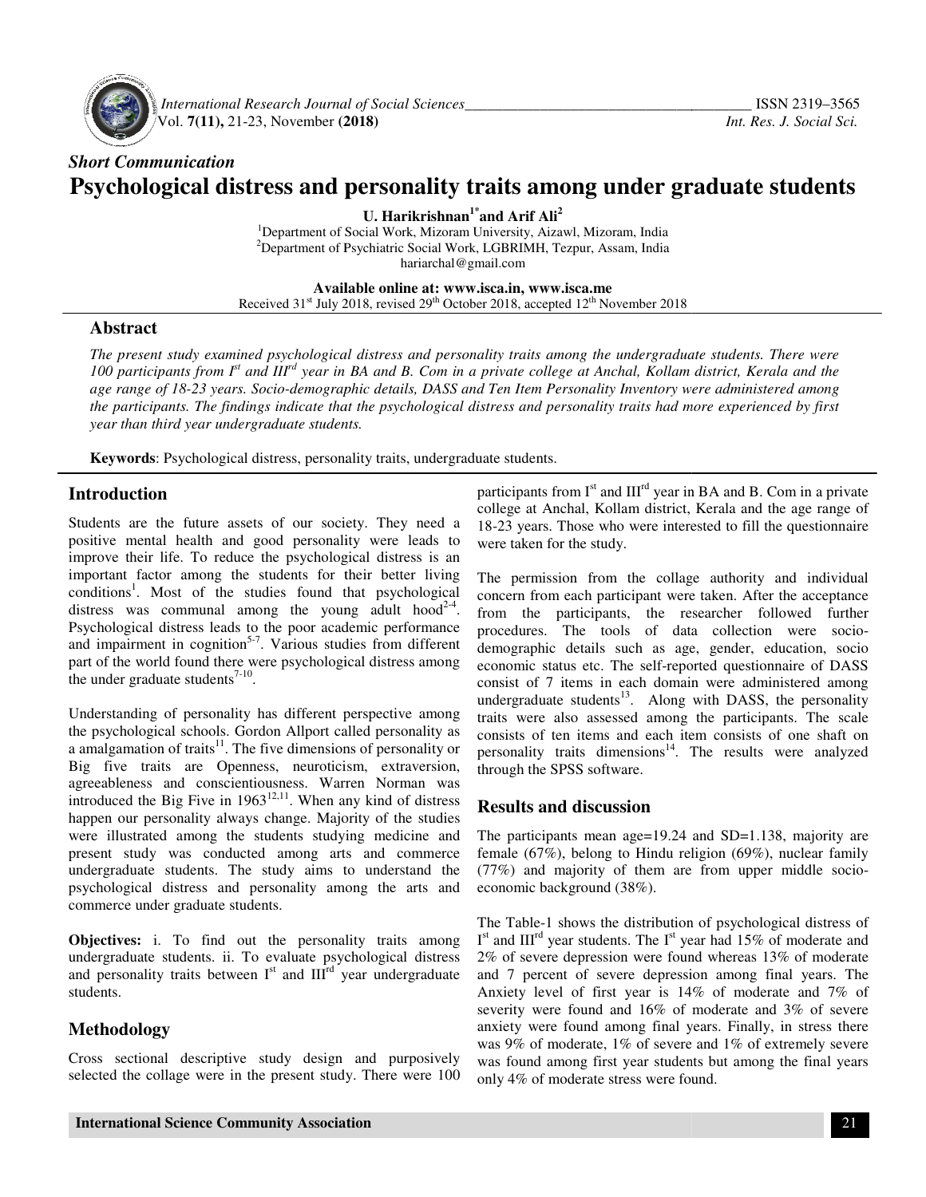*Short Communication*

# Psychological distress and personality traits among under graduate students

**U. Harikrishnan[1*] and Arif Ali[2]**

[1]Department of Social Work, Mizoram University, Aizawl, Mizoram, India
[2]Department of Psychiatric Social Work, LGBRIMH, Tezpur, Assam, India
hariarchal@gmail.com

**Available online at: www.isca.in, www.isca.me**
Received 31st July 2018, revised 29th October 2018, accepted 12th November 2018

## Abstract

*The present study examined psychological distress and personality traits among the undergraduate students. There were 100 participants from Ist and IIIrd year in BA and B. Com in a private college at Anchal, Kollam district, Kerala and the age range of 18-23 years. Socio-demographic details, DASS and Ten Item Personality Inventory were administered among the participants. The findings indicate that the psychological distress and personality traits had more experienced by first year than third year undergraduate students.*

**Keywords**: Psychological distress, personality traits, undergraduate students.

## Introduction

Students are the future assets of our society. They need a positive mental health and good personality were leads to improve their life. To reduce the psychological distress is an important factor among the students for their better living conditions[1]. Most of the studies found that psychological distress was communal among the young adult hood[2-4]. Psychological distress leads to the poor academic performance and impairment in cognition[5-7]. Various studies from different part of the world found there were psychological distress among the under graduate students[7-10].

Understanding of personality has different perspective among the psychological schools. Gordon Allport called personality as a amalgamation of traits[11]. The five dimensions of personality or Big five traits are Openness, neuroticism, extraversion, agreeableness and conscientiousness. Warren Norman was introduced the Big Five in 1963[12,11]. When any kind of distress happen our personality always change. Majority of the studies were illustrated among the students studying medicine and present study was conducted among arts and commerce undergraduate students. The study aims to understand the psychological distress and personality among the arts and commerce under graduate students.

**Objectives:** i. To find out the personality traits among undergraduate students. ii. To evaluate psychological distress and personality traits between Ist and IIIrd year undergraduate students.

## Methodology

Cross sectional descriptive study design and purposively selected the collage were in the present study. There were 100 participants from Ist and IIIrd year in BA and B. Com in a private college at Anchal, Kollam district, Kerala and the age range of 18-23 years. Those who were interested to fill the questionnaire were taken for the study.

The permission from the collage authority and individual concern from each participant were taken. After the acceptance from the participants, the researcher followed further procedures. The tools of data collection were socio-demographic details such as age, gender, education, socio economic status etc. The self-reported questionnaire of DASS consist of 7 items in each domain were administered among undergraduate students[13]. Along with DASS, the personality traits were also assessed among the participants. The scale consists of ten items and each item consists of one shaft on personality traits dimensions[14]. The results were analyzed through the SPSS software.

## Results and discussion

The participants mean age=19.24 and SD=1.138, majority are female (67%), belong to Hindu religion (69%), nuclear family (77%) and majority of them are from upper middle socio-economic background (38%).

The Table-1 shows the distribution of psychological distress of Ist and IIIrd year students. The Ist year had 15% of moderate and 2% of severe depression were found whereas 13% of moderate and 7 percent of severe depression among final years. The Anxiety level of first year is 14% of moderate and 7% of severity were found and 16% of moderate and 3% of severe anxiety were found among final years. Finally, in stress there was 9% of moderate, 1% of severe and 1% of extremely severe was found among first year students but among the final years only 4% of moderate stress were found.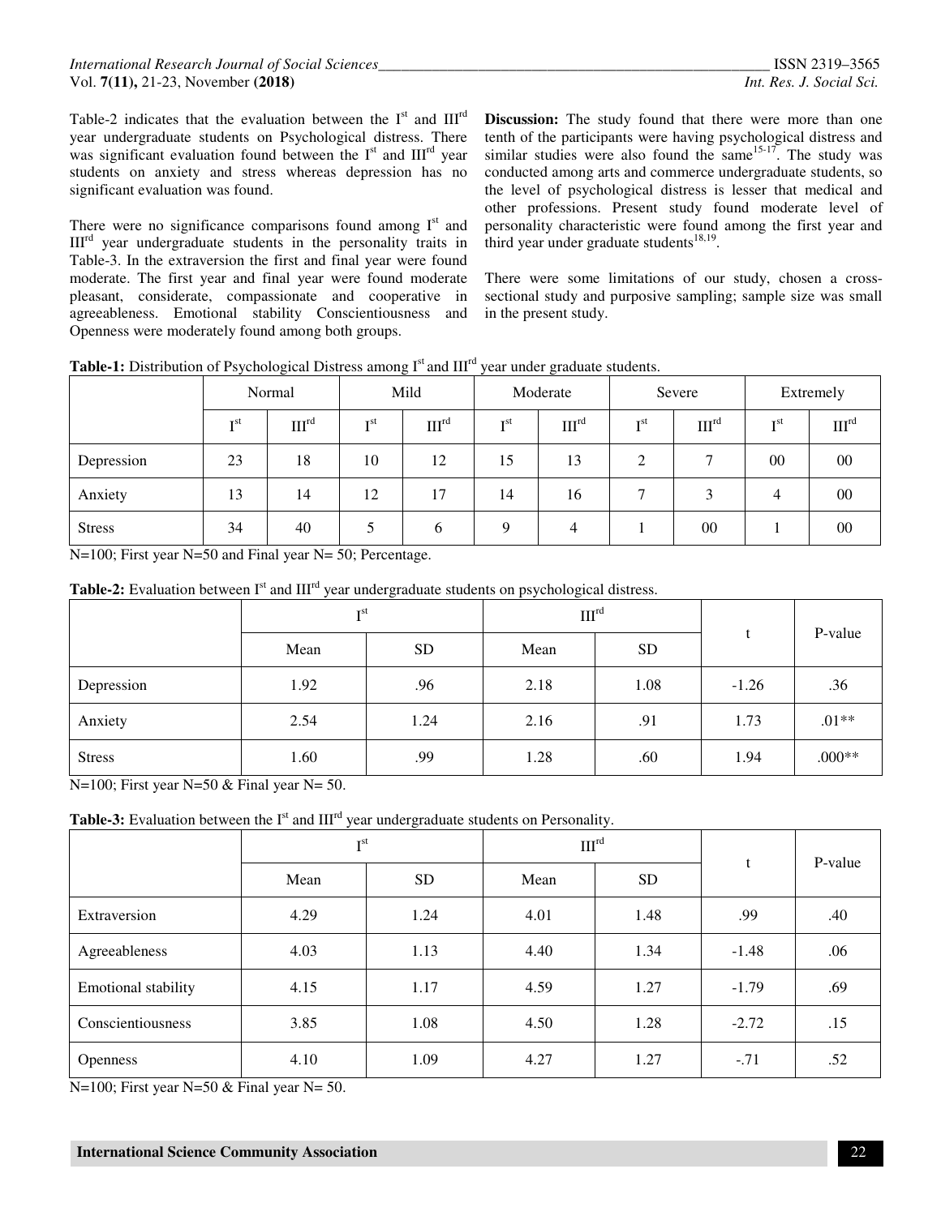Table-2 indicates that the evaluation between the I$^{st}$ and III$^{rd}$ year undergraduate students on Psychological distress. There was significant evaluation found between the I$^{st}$ and III$^{rd}$ year students on anxiety and stress whereas depression has no significant evaluation was found.

There were no significance comparisons found among I$^{st}$ and III$^{rd}$ year undergraduate students in the personality traits in Table-3. In the extraversion the first and final year were found moderate. The first year and final year were found moderate pleasant, considerate, compassionate and cooperative in agreeableness. Emotional stability Conscientiousness and Openness were moderately found among both groups.

**Discussion:** The study found that there were more than one tenth of the participants were having psychological distress and similar studies were also found the same[15-17]. The study was conducted among arts and commerce undergraduate students, so the level of psychological distress is lesser that medical and other professions. Present study found moderate level of personality characteristic were found among the first year and third year under graduate students[18,19].

There were some limitations of our study, chosen a cross-sectional study and purposive sampling; sample size was small in the present study.

**Table-1:** Distribution of Psychological Distress among I$^{st}$ and III$^{rd}$ year under graduate students.

| | Normal | | Mild | | Moderate | | Severe | | Extremely | |
|---|---|---|---|---|---|---|---|---|---|---|
| | I$^{st}$ | III$^{rd}$ | I$^{st}$ | III$^{rd}$ | I$^{st}$ | III$^{rd}$ | I$^{st}$ | III$^{rd}$ | I$^{st}$ | III$^{rd}$ |
| Depression | 23 | 18 | 10 | 12 | 15 | 13 | 2 | 7 | 00 | 00 |
| Anxiety | 13 | 14 | 12 | 17 | 14 | 16 | 7 | 3 | 4 | 00 |
| Stress | 34 | 40 | 5 | 6 | 9 | 4 | 1 | 00 | 1 | 00 |

N=100; First year N=50 and Final year N= 50; Percentage.

**Table-2:** Evaluation between I$^{st}$ and III$^{rd}$ year undergraduate students on psychological distress.

| | I$^{st}$ | | III$^{rd}$ | | t | P-value |
|---|---|---|---|---|---|---|
| | Mean | SD | Mean | SD | | |
| Depression | 1.92 | .96 | 2.18 | 1.08 | -1.26 | .36 |
| Anxiety | 2.54 | 1.24 | 2.16 | .91 | 1.73 | .01** |
| Stress | 1.60 | .99 | 1.28 | .60 | 1.94 | .000** |

N=100; First year N=50 & Final year N= 50.

**Table-3:** Evaluation between the I$^{st}$ and III$^{rd}$ year undergraduate students on Personality.

| | I$^{st}$ | | III$^{rd}$ | | t | P-value |
|---|---|---|---|---|---|---|
| | Mean | SD | Mean | SD | | |
| Extraversion | 4.29 | 1.24 | 4.01 | 1.48 | .99 | .40 |
| Agreeableness | 4.03 | 1.13 | 4.40 | 1.34 | -1.48 | .06 |
| Emotional stability | 4.15 | 1.17 | 4.59 | 1.27 | -1.79 | .69 |
| Conscientiousness | 3.85 | 1.08 | 4.50 | 1.28 | -2.72 | .15 |
| Openness | 4.10 | 1.09 | 4.27 | 1.27 | -.71 | .52 |

N=100; First year N=50 & Final year N= 50.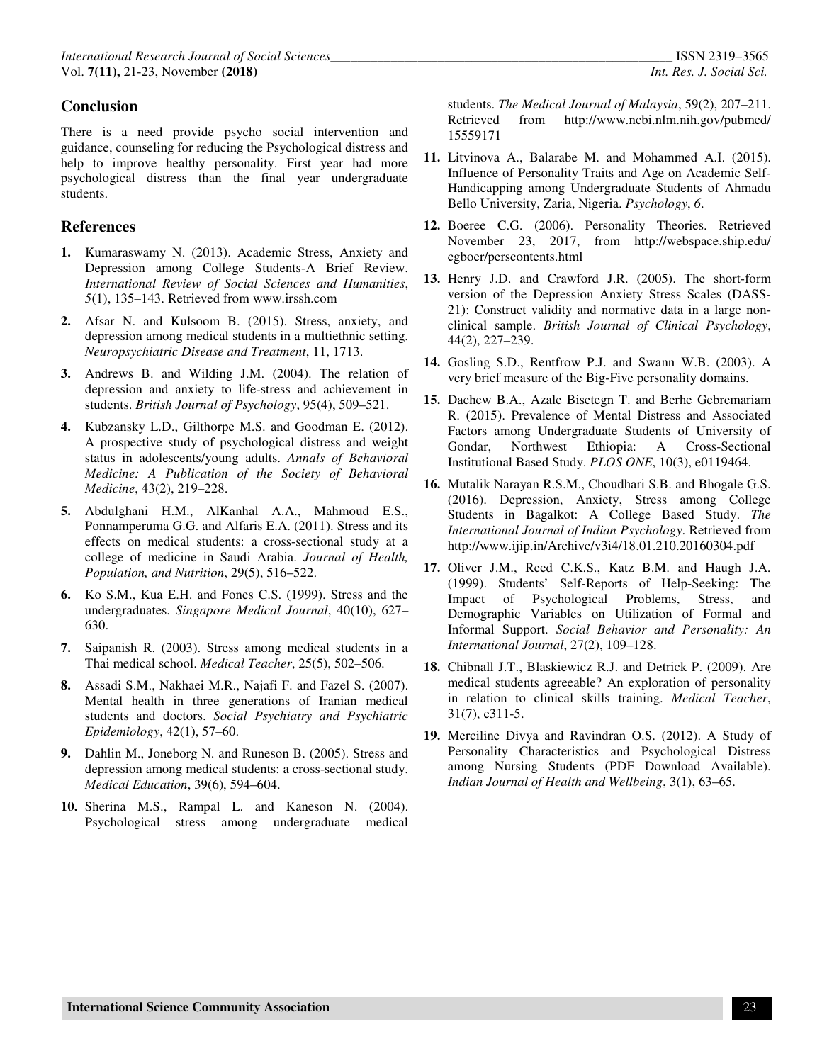## Conclusion

There is a need provide psycho social intervention and guidance, counseling for reducing the Psychological distress and help to improve healthy personality. First year had more psychological distress than the final year undergraduate students.

## References

1. Kumaraswamy N. (2013). Academic Stress, Anxiety and Depression among College Students-A Brief Review. *International Review of Social Sciences and Humanities*, *5*(1), 135–143. Retrieved from www.irssh.com

2. Afsar N. and Kulsoom B. (2015). Stress, anxiety, and depression among medical students in a multiethnic setting. *Neuropsychiatric Disease and Treatment*, 11, 1713.

3. Andrews B. and Wilding J.M. (2004). The relation of depression and anxiety to life-stress and achievement in students. *British Journal of Psychology*, 95(4), 509–521.

4. Kubzansky L.D., Gilthorpe M.S. and Goodman E. (2012). A prospective study of psychological distress and weight status in adolescents/young adults. *Annals of Behavioral Medicine: A Publication of the Society of Behavioral Medicine*, 43(2), 219–228.

5. Abdulghani H.M., AlKanhal A.A., Mahmoud E.S., Ponnamperuma G.G. and Alfaris E.A. (2011). Stress and its effects on medical students: a cross-sectional study at a college of medicine in Saudi Arabia. *Journal of Health, Population, and Nutrition*, 29(5), 516–522.

6. Ko S.M., Kua E.H. and Fones C.S. (1999). Stress and the undergraduates. *Singapore Medical Journal*, 40(10), 627–630.

7. Saipanish R. (2003). Stress among medical students in a Thai medical school. *Medical Teacher*, 25(5), 502–506.

8. Assadi S.M., Nakhaei M.R., Najafi F. and Fazel S. (2007). Mental health in three generations of Iranian medical students and doctors. *Social Psychiatry and Psychiatric Epidemiology*, 42(1), 57–60.

9. Dahlin M., Joneborg N. and Runeson B. (2005). Stress and depression among medical students: a cross-sectional study. *Medical Education*, 39(6), 594–604.

10. Sherina M.S., Rampal L. and Kaneson N. (2004). Psychological stress among undergraduate medical students. *The Medical Journal of Malaysia*, 59(2), 207–211. Retrieved from http://www.ncbi.nlm.nih.gov/pubmed/15559171

11. Litvinova A., Balarabe M. and Mohammed A.I. (2015). Influence of Personality Traits and Age on Academic Self-Handicapping among Undergraduate Students of Ahmadu Bello University, Zaria, Nigeria. *Psychology*, *6*.

12. Boeree C.G. (2006). Personality Theories. Retrieved November 23, 2017, from http://webspace.ship.edu/cgboer/perscontents.html

13. Henry J.D. and Crawford J.R. (2005). The short-form version of the Depression Anxiety Stress Scales (DASS-21): Construct validity and normative data in a large non-clinical sample. *British Journal of Clinical Psychology*, 44(2), 227–239.

14. Gosling S.D., Rentfrow P.J. and Swann W.B. (2003). A very brief measure of the Big-Five personality domains.

15. Dachew B.A., Azale Bisetegn T. and Berhe Gebremariam R. (2015). Prevalence of Mental Distress and Associated Factors among Undergraduate Students of University of Gondar, Northwest Ethiopia: A Cross-Sectional Institutional Based Study. *PLOS ONE*, 10(3), e0119464.

16. Mutalik Narayan R.S.M., Choudhari S.B. and Bhogale G.S. (2016). Depression, Anxiety, Stress among College Students in Bagalkot: A College Based Study. *The International Journal of Indian Psychology*. Retrieved from http://www.ijip.in/Archive/v3i4/18.01.210.20160304.pdf

17. Oliver J.M., Reed C.K.S., Katz B.M. and Haugh J.A. (1999). Students' Self-Reports of Help-Seeking: The Impact of Psychological Problems, Stress, and Demographic Variables on Utilization of Formal and Informal Support. *Social Behavior and Personality: An International Journal*, 27(2), 109–128.

18. Chibnall J.T., Blaskiewicz R.J. and Detrick P. (2009). Are medical students agreeable? An exploration of personality in relation to clinical skills training. *Medical Teacher*, 31(7), e311-5.

19. Merciline Divya and Ravindran O.S. (2012). A Study of Personality Characteristics and Psychological Distress among Nursing Students (PDF Download Available). *Indian Journal of Health and Wellbeing*, 3(1), 63–65.